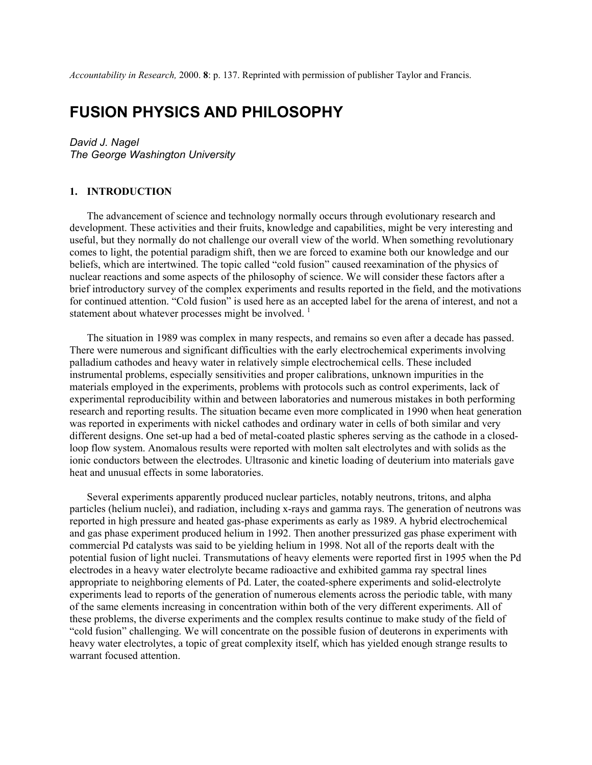*Accountability in Research,* 2000. **8**: p. 137. Reprinted with permission of publisher Taylor and Francis.

# FUSION PHYSICS AND PHILOSOPHY

*David J. Nagel*
*The George Washington University*

## 1. INTRODUCTION

The advancement of science and technology normally occurs through evolutionary research and development. These activities and their fruits, knowledge and capabilities, might be very interesting and useful, but they normally do not challenge our overall view of the world. When something revolutionary comes to light, the potential paradigm shift, then we are forced to examine both our knowledge and our beliefs, which are intertwined. The topic called "cold fusion" caused reexamination of the physics of nuclear reactions and some aspects of the philosophy of science. We will consider these factors after a brief introductory survey of the complex experiments and results reported in the field, and the motivations for continued attention. "Cold fusion" is used here as an accepted label for the arena of interest, and not a statement about whatever processes might be involved. [1]

The situation in 1989 was complex in many respects, and remains so even after a decade has passed. There were numerous and significant difficulties with the early electrochemical experiments involving palladium cathodes and heavy water in relatively simple electrochemical cells. These included instrumental problems, especially sensitivities and proper calibrations, unknown impurities in the materials employed in the experiments, problems with protocols such as control experiments, lack of experimental reproducibility within and between laboratories and numerous mistakes in both performing research and reporting results. The situation became even more complicated in 1990 when heat generation was reported in experiments with nickel cathodes and ordinary water in cells of both similar and very different designs. One set-up had a bed of metal-coated plastic spheres serving as the cathode in a closed-loop flow system. Anomalous results were reported with molten salt electrolytes and with solids as the ionic conductors between the electrodes. Ultrasonic and kinetic loading of deuterium into materials gave heat and unusual effects in some laboratories.

Several experiments apparently produced nuclear particles, notably neutrons, tritons, and alpha particles (helium nuclei), and radiation, including x-rays and gamma rays. The generation of neutrons was reported in high pressure and heated gas-phase experiments as early as 1989. A hybrid electrochemical and gas phase experiment produced helium in 1992. Then another pressurized gas phase experiment with commercial Pd catalysts was said to be yielding helium in 1998. Not all of the reports dealt with the potential fusion of light nuclei. Transmutations of heavy elements were reported first in 1995 when the Pd electrodes in a heavy water electrolyte became radioactive and exhibited gamma ray spectral lines appropriate to neighboring elements of Pd. Later, the coated-sphere experiments and solid-electrolyte experiments lead to reports of the generation of numerous elements across the periodic table, with many of the same elements increasing in concentration within both of the very different experiments. All of these problems, the diverse experiments and the complex results continue to make study of the field of "cold fusion" challenging. We will concentrate on the possible fusion of deuterons in experiments with heavy water electrolytes, a topic of great complexity itself, which has yielded enough strange results to warrant focused attention.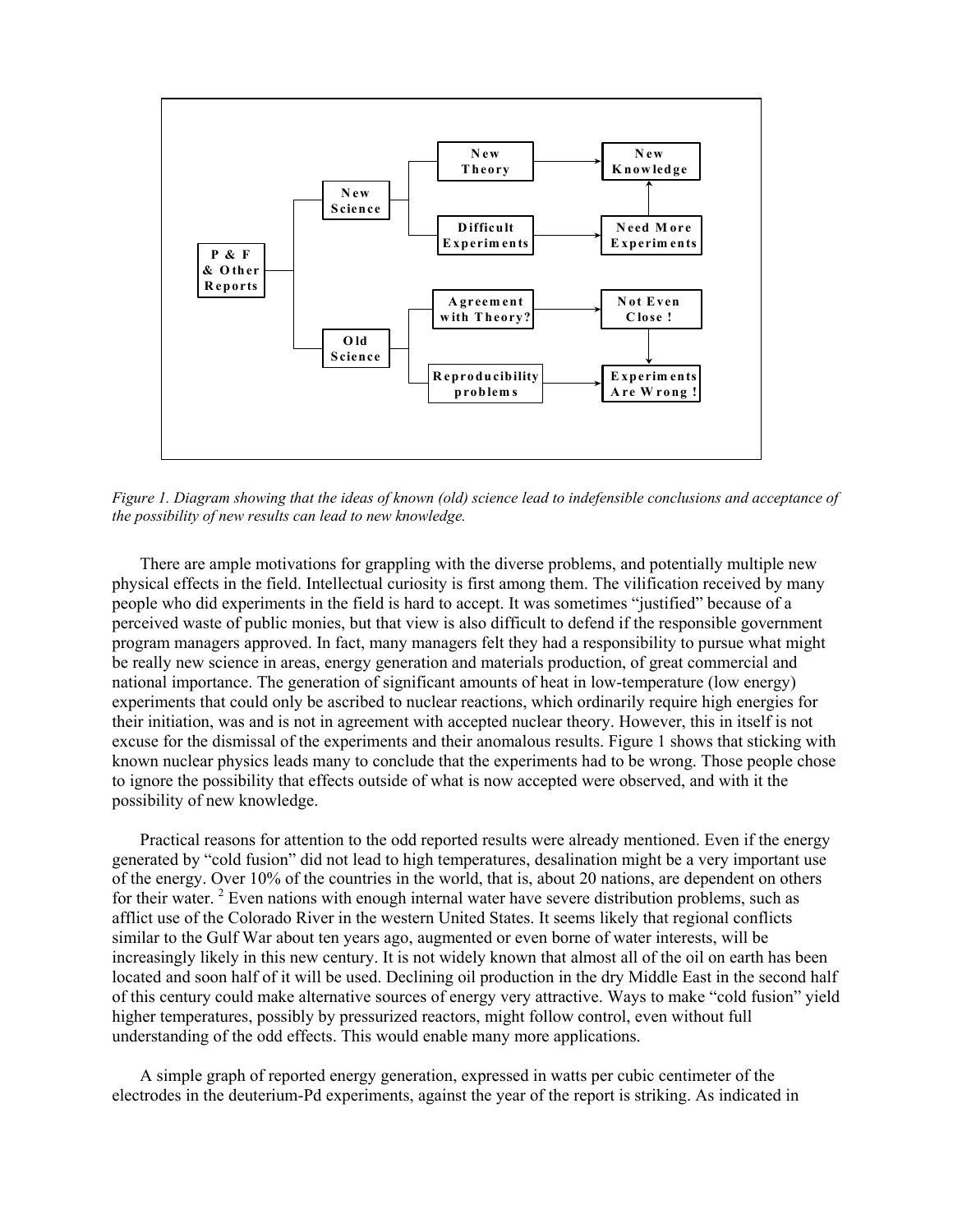Figure 1. Diagram showing that the ideas of known (old) science lead to indefensible conclusions and acceptance of the possibility of new results can lead to new knowledge.

There are ample motivations for grappling with the diverse problems, and potentially multiple new physical effects in the field. Intellectual curiosity is first among them. The vilification received by many people who did experiments in the field is hard to accept. It was sometimes "justified" because of a perceived waste of public monies, but that view is also difficult to defend if the responsible government program managers approved. In fact, many managers felt they had a responsibility to pursue what might be really new science in areas, energy generation and materials production, of great commercial and national importance. The generation of significant amounts of heat in low-temperature (low energy) experiments that could only be ascribed to nuclear reactions, which ordinarily require high energies for their initiation, was and is not in agreement with accepted nuclear theory. However, this in itself is not excuse for the dismissal of the experiments and their anomalous results. Figure 1 shows that sticking with known nuclear physics leads many to conclude that the experiments had to be wrong. Those people chose to ignore the possibility that effects outside of what is now accepted were observed, and with it the possibility of new knowledge.

Practical reasons for attention to the odd reported results were already mentioned. Even if the energy generated by "cold fusion" did not lead to high temperatures, desalination might be a very important use of the energy. Over 10% of the countries in the world, that is, about 20 nations, are dependent on others for their water. [2] Even nations with enough internal water have severe distribution problems, such as afflict use of the Colorado River in the western United States. It seems likely that regional conflicts similar to the Gulf War about ten years ago, augmented or even borne of water interests, will be increasingly likely in this new century. It is not widely known that almost all of the oil on earth has been located and soon half of it will be used. Declining oil production in the dry Middle East in the second half of this century could make alternative sources of energy very attractive. Ways to make "cold fusion" yield higher temperatures, possibly by pressurized reactors, might follow control, even without full understanding of the odd effects. This would enable many more applications.

A simple graph of reported energy generation, expressed in watts per cubic centimeter of the electrodes in the deuterium-Pd experiments, against the year of the report is striking. As indicated in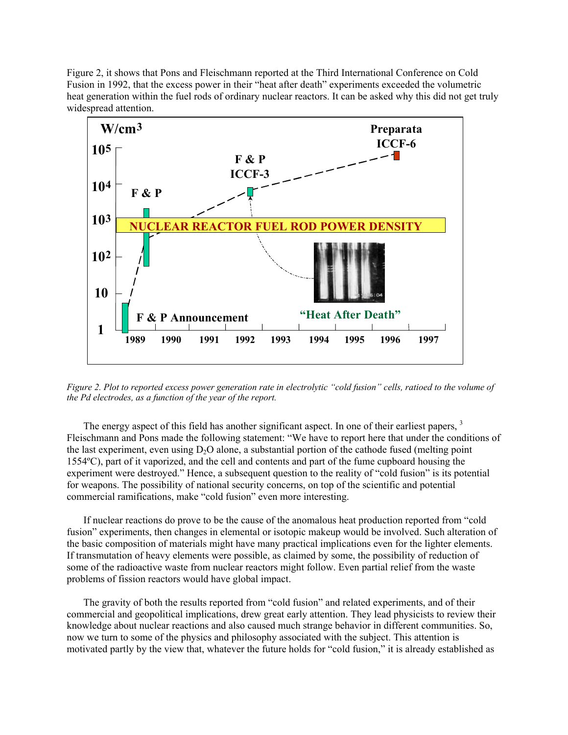Figure 2, it shows that Pons and Fleischmann reported at the Third International Conference on Cold Fusion in 1992, that the excess power in their "heat after death" experiments exceeded the volumetric heat generation within the fuel rods of ordinary nuclear reactors. It can be asked why this did not get truly widespread attention.

*Figure 2. Plot to reported excess power generation rate in electrolytic "cold fusion" cells, ratioed to the volume of the Pd electrodes, as a function of the year of the report.*

The energy aspect of this field has another significant aspect. In one of their earliest papers, [3] Fleischmann and Pons made the following statement: "We have to report here that under the conditions of the last experiment, even using $D_2O$ alone, a substantial portion of the cathode fused (melting point 1554ºC), part of it vaporized, and the cell and contents and part of the fume cupboard housing the experiment were destroyed." Hence, a subsequent question to the reality of "cold fusion" is its potential for weapons. The possibility of national security concerns, on top of the scientific and potential commercial ramifications, make "cold fusion" even more interesting.

If nuclear reactions do prove to be the cause of the anomalous heat production reported from "cold fusion" experiments, then changes in elemental or isotopic makeup would be involved. Such alteration of the basic composition of materials might have many practical implications even for the lighter elements. If transmutation of heavy elements were possible, as claimed by some, the possibility of reduction of some of the radioactive waste from nuclear reactors might follow. Even partial relief from the waste problems of fission reactors would have global impact.

The gravity of both the results reported from "cold fusion" and related experiments, and of their commercial and geopolitical implications, drew great early attention. They lead physicists to review their knowledge about nuclear reactions and also caused much strange behavior in different communities. So, now we turn to some of the physics and philosophy associated with the subject. This attention is motivated partly by the view that, whatever the future holds for "cold fusion," it is already established as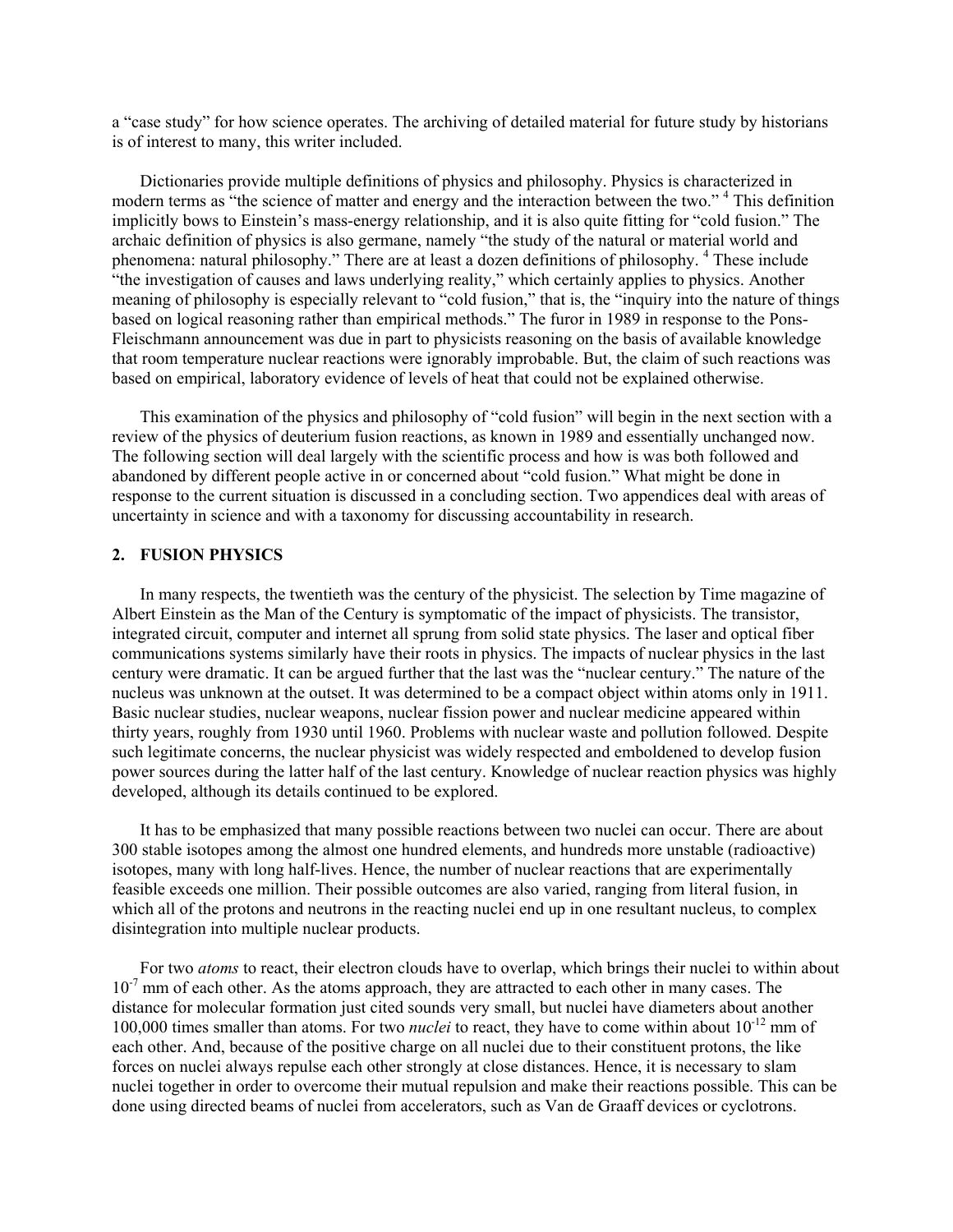a "case study" for how science operates. The archiving of detailed material for future study by historians is of interest to many, this writer included.

Dictionaries provide multiple definitions of physics and philosophy. Physics is characterized in modern terms as "the science of matter and energy and the interaction between the two." [4] This definition implicitly bows to Einstein's mass-energy relationship, and it is also quite fitting for "cold fusion." The archaic definition of physics is also germane, namely "the study of the natural or material world and phenomena: natural philosophy." There are at least a dozen definitions of philosophy. [4] These include "the investigation of causes and laws underlying reality," which certainly applies to physics. Another meaning of philosophy is especially relevant to "cold fusion," that is, the "inquiry into the nature of things based on logical reasoning rather than empirical methods." The furor in 1989 in response to the Pons-Fleischmann announcement was due in part to physicists reasoning on the basis of available knowledge that room temperature nuclear reactions were ignorably improbable. But, the claim of such reactions was based on empirical, laboratory evidence of levels of heat that could not be explained otherwise.

This examination of the physics and philosophy of "cold fusion" will begin in the next section with a review of the physics of deuterium fusion reactions, as known in 1989 and essentially unchanged now. The following section will deal largely with the scientific process and how is was both followed and abandoned by different people active in or concerned about "cold fusion." What might be done in response to the current situation is discussed in a concluding section. Two appendices deal with areas of uncertainty in science and with a taxonomy for discussing accountability in research.

## 2. FUSION PHYSICS

In many respects, the twentieth was the century of the physicist. The selection by Time magazine of Albert Einstein as the Man of the Century is symptomatic of the impact of physicists. The transistor, integrated circuit, computer and internet all sprung from solid state physics. The laser and optical fiber communications systems similarly have their roots in physics. The impacts of nuclear physics in the last century were dramatic. It can be argued further that the last was the "nuclear century." The nature of the nucleus was unknown at the outset. It was determined to be a compact object within atoms only in 1911. Basic nuclear studies, nuclear weapons, nuclear fission power and nuclear medicine appeared within thirty years, roughly from 1930 until 1960. Problems with nuclear waste and pollution followed. Despite such legitimate concerns, the nuclear physicist was widely respected and emboldened to develop fusion power sources during the latter half of the last century. Knowledge of nuclear reaction physics was highly developed, although its details continued to be explored.

It has to be emphasized that many possible reactions between two nuclei can occur. There are about 300 stable isotopes among the almost one hundred elements, and hundreds more unstable (radioactive) isotopes, many with long half-lives. Hence, the number of nuclear reactions that are experimentally feasible exceeds one million. Their possible outcomes are also varied, ranging from literal fusion, in which all of the protons and neutrons in the reacting nuclei end up in one resultant nucleus, to complex disintegration into multiple nuclear products.

For two *atoms* to react, their electron clouds have to overlap, which brings their nuclei to within about $10^{-7}$ mm of each other. As the atoms approach, they are attracted to each other in many cases. The distance for molecular formation just cited sounds very small, but nuclei have diameters about another 100,000 times smaller than atoms. For two *nuclei* to react, they have to come within about $10^{-12}$ mm of each other. And, because of the positive charge on all nuclei due to their constituent protons, the like forces on nuclei always repulse each other strongly at close distances. Hence, it is necessary to slam nuclei together in order to overcome their mutual repulsion and make their reactions possible. This can be done using directed beams of nuclei from accelerators, such as Van de Graaff devices or cyclotrons.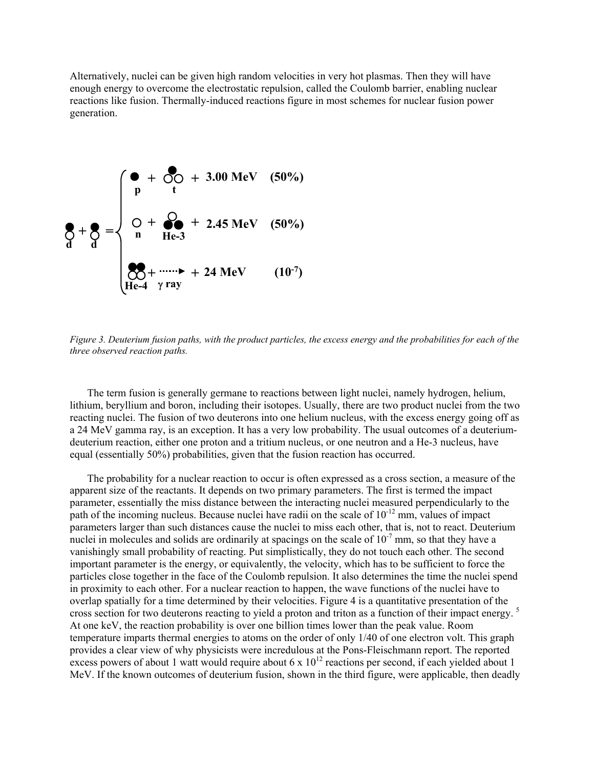Alternatively, nuclei can be given high random velocities in very hot plasmas. Then they will have enough energy to overcome the electrostatic repulsion, called the Coulomb barrier, enabling nuclear reactions like fusion. Thermally-induced reactions figure in most schemes for nuclear fusion power generation.

$$d + d = \begin{cases} p + t + 3.00\text{ MeV} & (50\%) \\ n + \text{He-3} + 2.45\text{ MeV} & (50\%) \\ \text{He-4} + \gamma\text{ ray} + 24\text{ MeV} & (10^{-7}) \end{cases}$$

*Figure 3. Deuterium fusion paths, with the product particles, the excess energy and the probabilities for each of the three observed reaction paths.*

The term fusion is generally germane to reactions between light nuclei, namely hydrogen, helium, lithium, beryllium and boron, including their isotopes. Usually, there are two product nuclei from the two reacting nuclei. The fusion of two deuterons into one helium nucleus, with the excess energy going off as a 24 MeV gamma ray, is an exception. It has a very low probability. The usual outcomes of a deuterium-deuterium reaction, either one proton and a tritium nucleus, or one neutron and a He-3 nucleus, have equal (essentially 50%) probabilities, given that the fusion reaction has occurred.

The probability for a nuclear reaction to occur is often expressed as a cross section, a measure of the apparent size of the reactants. It depends on two primary parameters. The first is termed the impact parameter, essentially the miss distance between the interacting nuclei measured perpendicularly to the path of the incoming nucleus. Because nuclei have radii on the scale of $10^{-12}$ mm, values of impact parameters larger than such distances cause the nuclei to miss each other, that is, not to react. Deuterium nuclei in molecules and solids are ordinarily at spacings on the scale of $10^{-7}$ mm, so that they have a vanishingly small probability of reacting. Put simplistically, they do not touch each other. The second important parameter is the energy, or equivalently, the velocity, which has to be sufficient to force the particles close together in the face of the Coulomb repulsion. It also determines the time the nuclei spend in proximity to each other. For a nuclear reaction to happen, the wave functions of the nuclei have to overlap spatially for a time determined by their velocities. Figure 4 is a quantitative presentation of the cross section for two deuterons reacting to yield a proton and triton as a function of their impact energy. [5] At one keV, the reaction probability is over one billion times lower than the peak value. Room temperature imparts thermal energies to atoms on the order of only 1/40 of one electron volt. This graph provides a clear view of why physicists were incredulous at the Pons-Fleischmann report. The reported excess powers of about 1 watt would require about $6 \times 10^{12}$ reactions per second, if each yielded about 1 MeV. If the known outcomes of deuterium fusion, shown in the third figure, were applicable, then deadly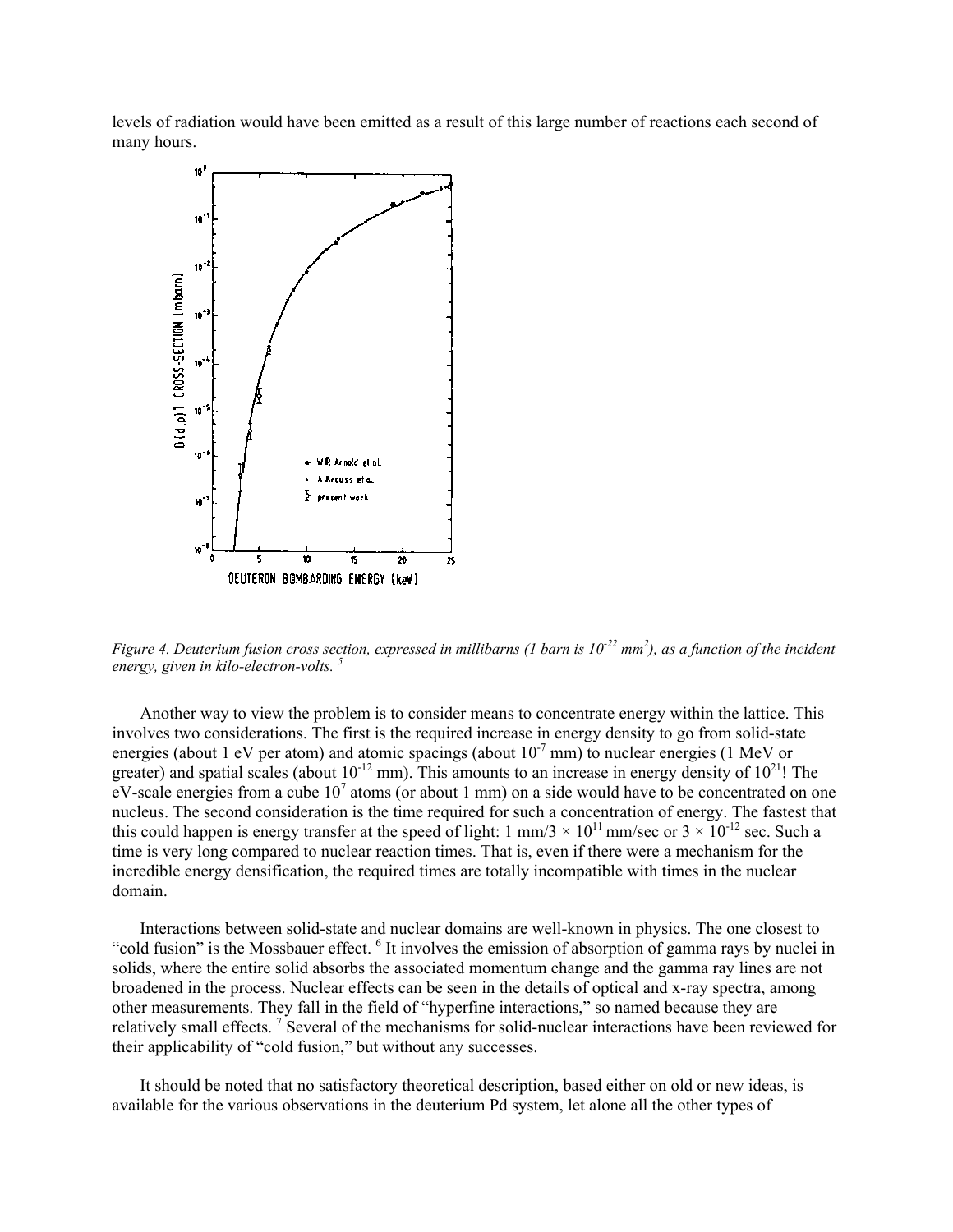levels of radiation would have been emitted as a result of this large number of reactions each second of many hours.

*Figure 4. Deuterium fusion cross section, expressed in millibarns (1 barn is $10^{-22}$ mm$^2$), as a function of the incident energy, given in kilo-electron-volts.* [5]

Another way to view the problem is to consider means to concentrate energy within the lattice. This involves two considerations. The first is the required increase in energy density to go from solid-state energies (about 1 eV per atom) and atomic spacings (about $10^{-7}$ mm) to nuclear energies (1 MeV or greater) and spatial scales (about $10^{-12}$ mm). This amounts to an increase in energy density of $10^{21}$! The eV-scale energies from a cube $10^7$ atoms (or about 1 mm) on a side would have to be concentrated on one nucleus. The second consideration is the time required for such a concentration of energy. The fastest that this could happen is energy transfer at the speed of light: 1 mm/$3 \times 10^{11}$ mm/sec or $3 \times 10^{-12}$ sec. Such a time is very long compared to nuclear reaction times. That is, even if there were a mechanism for the incredible energy densification, the required times are totally incompatible with times in the nuclear domain.

Interactions between solid-state and nuclear domains are well-known in physics. The one closest to "cold fusion" is the Mossbauer effect. [6] It involves the emission of absorption of gamma rays by nuclei in solids, where the entire solid absorbs the associated momentum change and the gamma ray lines are not broadened in the process. Nuclear effects can be seen in the details of optical and x-ray spectra, among other measurements. They fall in the field of "hyperfine interactions," so named because they are relatively small effects. [7] Several of the mechanisms for solid-nuclear interactions have been reviewed for their applicability of "cold fusion," but without any successes.

It should be noted that no satisfactory theoretical description, based either on old or new ideas, is available for the various observations in the deuterium Pd system, let alone all the other types of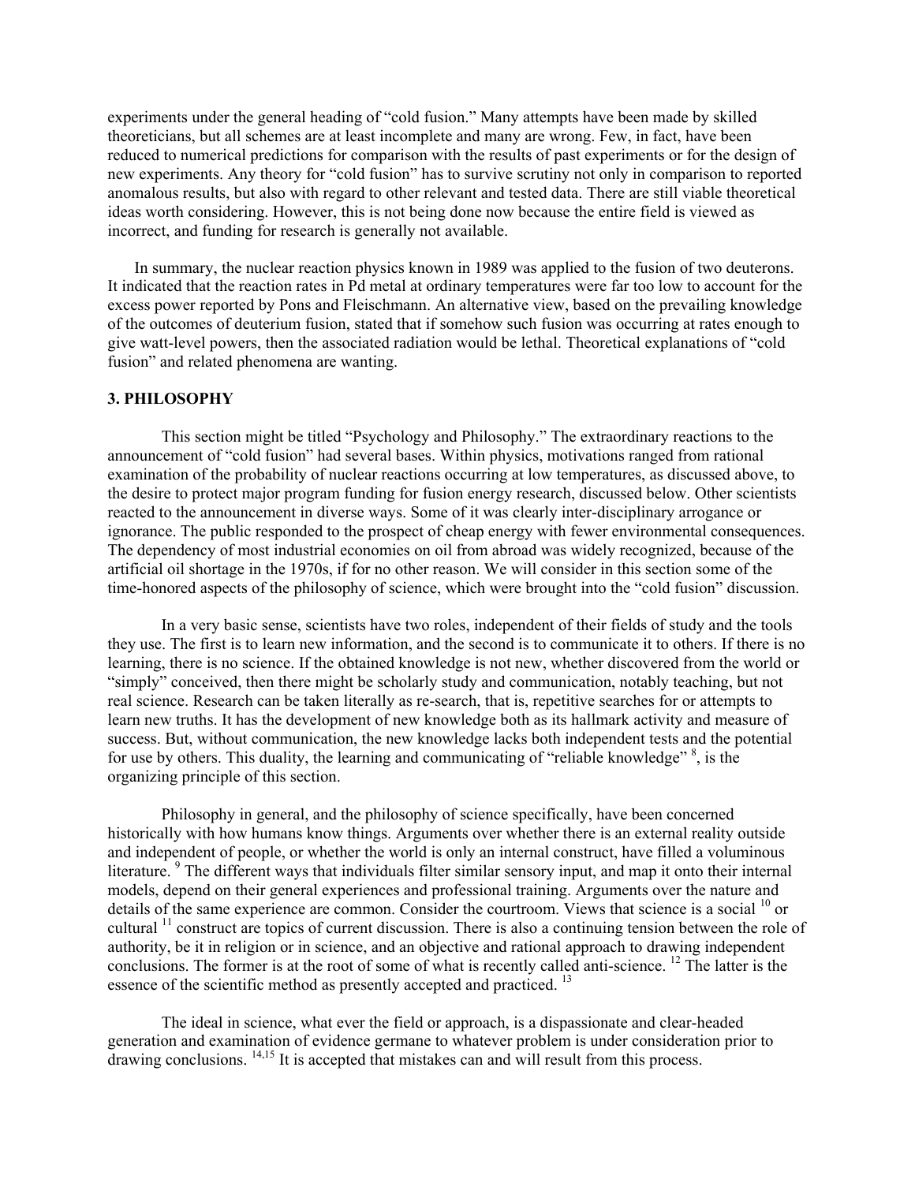experiments under the general heading of "cold fusion." Many attempts have been made by skilled theoreticians, but all schemes are at least incomplete and many are wrong. Few, in fact, have been reduced to numerical predictions for comparison with the results of past experiments or for the design of new experiments. Any theory for "cold fusion" has to survive scrutiny not only in comparison to reported anomalous results, but also with regard to other relevant and tested data. There are still viable theoretical ideas worth considering. However, this is not being done now because the entire field is viewed as incorrect, and funding for research is generally not available.

In summary, the nuclear reaction physics known in 1989 was applied to the fusion of two deuterons. It indicated that the reaction rates in Pd metal at ordinary temperatures were far too low to account for the excess power reported by Pons and Fleischmann. An alternative view, based on the prevailing knowledge of the outcomes of deuterium fusion, stated that if somehow such fusion was occurring at rates enough to give watt-level powers, then the associated radiation would be lethal. Theoretical explanations of "cold fusion" and related phenomena are wanting.

## 3. PHILOSOPHY

This section might be titled "Psychology and Philosophy." The extraordinary reactions to the announcement of "cold fusion" had several bases. Within physics, motivations ranged from rational examination of the probability of nuclear reactions occurring at low temperatures, as discussed above, to the desire to protect major program funding for fusion energy research, discussed below. Other scientists reacted to the announcement in diverse ways. Some of it was clearly inter-disciplinary arrogance or ignorance. The public responded to the prospect of cheap energy with fewer environmental consequences. The dependency of most industrial economies on oil from abroad was widely recognized, because of the artificial oil shortage in the 1970s, if for no other reason. We will consider in this section some of the time-honored aspects of the philosophy of science, which were brought into the "cold fusion" discussion.

In a very basic sense, scientists have two roles, independent of their fields of study and the tools they use. The first is to learn new information, and the second is to communicate it to others. If there is no learning, there is no science. If the obtained knowledge is not new, whether discovered from the world or "simply" conceived, then there might be scholarly study and communication, notably teaching, but not real science. Research can be taken literally as re-search, that is, repetitive searches for or attempts to learn new truths. It has the development of new knowledge both as its hallmark activity and measure of success. But, without communication, the new knowledge lacks both independent tests and the potential for use by others. This duality, the learning and communicating of "reliable knowledge" [8], is the organizing principle of this section.

Philosophy in general, and the philosophy of science specifically, have been concerned historically with how humans know things. Arguments over whether there is an external reality outside and independent of people, or whether the world is only an internal construct, have filled a voluminous literature. [9] The different ways that individuals filter similar sensory input, and map it onto their internal models, depend on their general experiences and professional training. Arguments over the nature and details of the same experience are common. Consider the courtroom. Views that science is a social [10] or cultural [11] construct are topics of current discussion. There is also a continuing tension between the role of authority, be it in religion or in science, and an objective and rational approach to drawing independent conclusions. The former is at the root of some of what is recently called anti-science. [12] The latter is the essence of the scientific method as presently accepted and practiced. [13]

The ideal in science, what ever the field or approach, is a dispassionate and clear-headed generation and examination of evidence germane to whatever problem is under consideration prior to drawing conclusions. [14,15] It is accepted that mistakes can and will result from this process.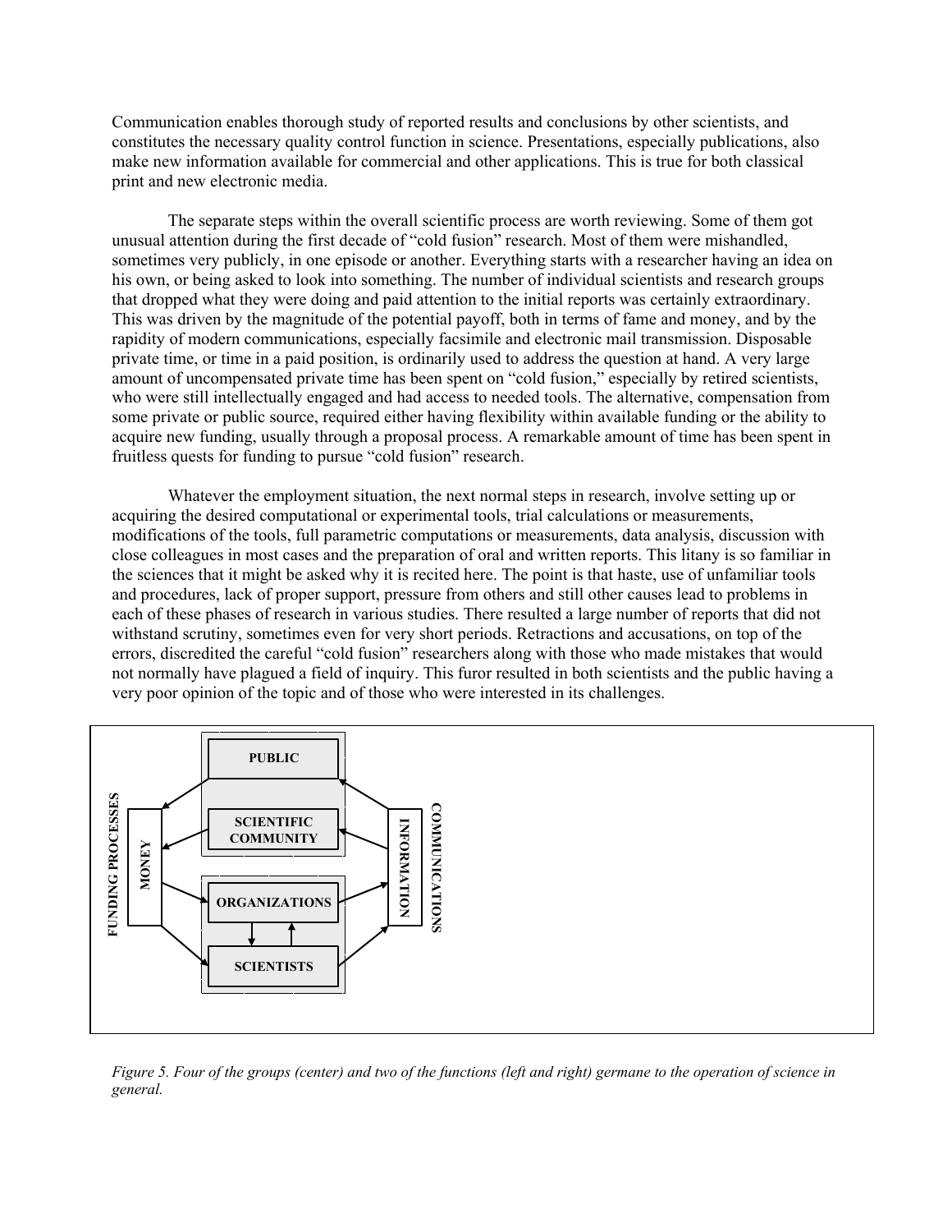Communication enables thorough study of reported results and conclusions by other scientists, and constitutes the necessary quality control function in science. Presentations, especially publications, also make new information available for commercial and other applications. This is true for both classical print and new electronic media.

The separate steps within the overall scientific process are worth reviewing. Some of them got unusual attention during the first decade of "cold fusion" research. Most of them were mishandled, sometimes very publicly, in one episode or another. Everything starts with a researcher having an idea on his own, or being asked to look into something. The number of individual scientists and research groups that dropped what they were doing and paid attention to the initial reports was certainly extraordinary. This was driven by the magnitude of the potential payoff, both in terms of fame and money, and by the rapidity of modern communications, especially facsimile and electronic mail transmission. Disposable private time, or time in a paid position, is ordinarily used to address the question at hand. A very large amount of uncompensated private time has been spent on "cold fusion," especially by retired scientists, who were still intellectually engaged and had access to needed tools. The alternative, compensation from some private or public source, required either having flexibility within available funding or the ability to acquire new funding, usually through a proposal process. A remarkable amount of time has been spent in fruitless quests for funding to pursue "cold fusion" research.

Whatever the employment situation, the next normal steps in research, involve setting up or acquiring the desired computational or experimental tools, trial calculations or measurements, modifications of the tools, full parametric computations or measurements, data analysis, discussion with close colleagues in most cases and the preparation of oral and written reports. This litany is so familiar in the sciences that it might be asked why it is recited here. The point is that haste, use of unfamiliar tools and procedures, lack of proper support, pressure from others and still other causes lead to problems in each of these phases of research in various studies. There resulted a large number of reports that did not withstand scrutiny, sometimes even for very short periods. Retractions and accusations, on top of the errors, discredited the careful "cold fusion" researchers along with those who made mistakes that would not normally have plagued a field of inquiry. This furor resulted in both scientists and the public having a very poor opinion of the topic and of those who were interested in its challenges.

FUNDING PROCESSES | MONEY | PUBLIC | SCIENTIFIC COMMUNITY | ORGANIZATIONS | SCIENTISTS | INFORMATION | COMMUNICATIONS

*Figure 5. Four of the groups (center) and two of the functions (left and right) germane to the operation of science in general.*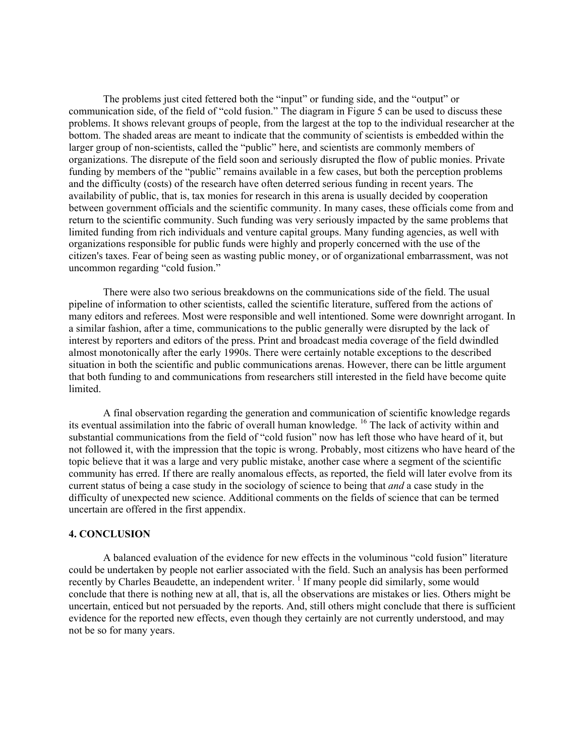The problems just cited fettered both the "input" or funding side, and the "output" or communication side, of the field of "cold fusion." The diagram in Figure 5 can be used to discuss these problems. It shows relevant groups of people, from the largest at the top to the individual researcher at the bottom. The shaded areas are meant to indicate that the community of scientists is embedded within the larger group of non-scientists, called the "public" here, and scientists are commonly members of organizations. The disrepute of the field soon and seriously disrupted the flow of public monies. Private funding by members of the "public" remains available in a few cases, but both the perception problems and the difficulty (costs) of the research have often deterred serious funding in recent years. The availability of public, that is, tax monies for research in this arena is usually decided by cooperation between government officials and the scientific community. In many cases, these officials come from and return to the scientific community. Such funding was very seriously impacted by the same problems that limited funding from rich individuals and venture capital groups. Many funding agencies, as well with organizations responsible for public funds were highly and properly concerned with the use of the citizen's taxes. Fear of being seen as wasting public money, or of organizational embarrassment, was not uncommon regarding "cold fusion."

There were also two serious breakdowns on the communications side of the field. The usual pipeline of information to other scientists, called the scientific literature, suffered from the actions of many editors and referees. Most were responsible and well intentioned. Some were downright arrogant. In a similar fashion, after a time, communications to the public generally were disrupted by the lack of interest by reporters and editors of the press. Print and broadcast media coverage of the field dwindled almost monotonically after the early 1990s. There were certainly notable exceptions to the described situation in both the scientific and public communications arenas. However, there can be little argument that both funding to and communications from researchers still interested in the field have become quite limited.

A final observation regarding the generation and communication of scientific knowledge regards its eventual assimilation into the fabric of overall human knowledge. [16] The lack of activity within and substantial communications from the field of "cold fusion" now has left those who have heard of it, but not followed it, with the impression that the topic is wrong. Probably, most citizens who have heard of the topic believe that it was a large and very public mistake, another case where a segment of the scientific community has erred. If there are really anomalous effects, as reported, the field will later evolve from its current status of being a case study in the sociology of science to being that *and* a case study in the difficulty of unexpected new science. Additional comments on the fields of science that can be termed uncertain are offered in the first appendix.

## 4. CONCLUSION

A balanced evaluation of the evidence for new effects in the voluminous "cold fusion" literature could be undertaken by people not earlier associated with the field. Such an analysis has been performed recently by Charles Beaudette, an independent writer. [1] If many people did similarly, some would conclude that there is nothing new at all, that is, all the observations are mistakes or lies. Others might be uncertain, enticed but not persuaded by the reports. And, still others might conclude that there is sufficient evidence for the reported new effects, even though they certainly are not currently understood, and may not be so for many years.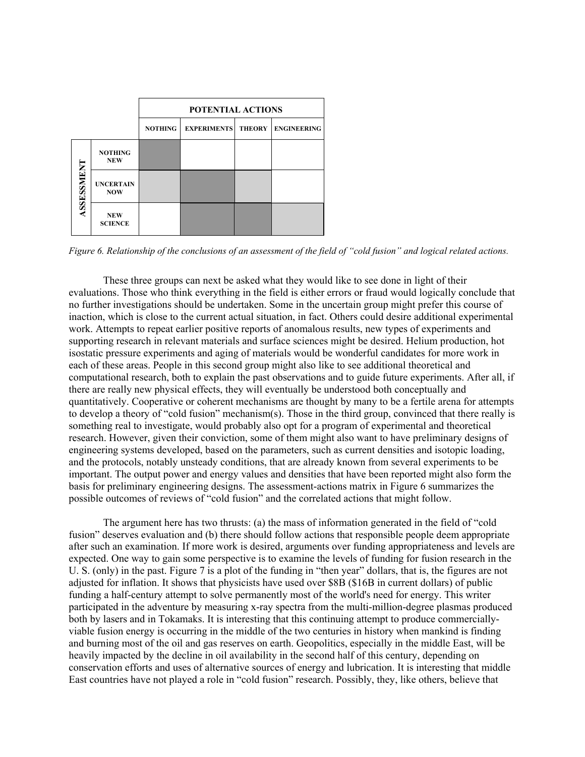| | | POTENTIAL ACTIONS | | | |
|---|---|---|---|---|---|
| | | NOTHING | EXPERIMENTS | THEORY | ENGINEERING |
| ASSESSMENT | NOTHING NEW | | | | |
| | UNCERTAIN NOW | | | | |
| | NEW SCIENCE | | | | |

*Figure 6. Relationship of the conclusions of an assessment of the field of "cold fusion" and logical related actions.*

These three groups can next be asked what they would like to see done in light of their evaluations. Those who think everything in the field is either errors or fraud would logically conclude that no further investigations should be undertaken. Some in the uncertain group might prefer this course of inaction, which is close to the current actual situation, in fact. Others could desire additional experimental work. Attempts to repeat earlier positive reports of anomalous results, new types of experiments and supporting research in relevant materials and surface sciences might be desired. Helium production, hot isostatic pressure experiments and aging of materials would be wonderful candidates for more work in each of these areas. People in this second group might also like to see additional theoretical and computational research, both to explain the past observations and to guide future experiments. After all, if there are really new physical effects, they will eventually be understood both conceptually and quantitatively. Cooperative or coherent mechanisms are thought by many to be a fertile arena for attempts to develop a theory of "cold fusion" mechanism(s). Those in the third group, convinced that there really is something real to investigate, would probably also opt for a program of experimental and theoretical research. However, given their conviction, some of them might also want to have preliminary designs of engineering systems developed, based on the parameters, such as current densities and isotopic loading, and the protocols, notably unsteady conditions, that are already known from several experiments to be important. The output power and energy values and densities that have been reported might also form the basis for preliminary engineering designs. The assessment-actions matrix in Figure 6 summarizes the possible outcomes of reviews of "cold fusion" and the correlated actions that might follow.

The argument here has two thrusts: (a) the mass of information generated in the field of "cold fusion" deserves evaluation and (b) there should follow actions that responsible people deem appropriate after such an examination. If more work is desired, arguments over funding appropriateness and levels are expected. One way to gain some perspective is to examine the levels of funding for fusion research in the U. S. (only) in the past. Figure 7 is a plot of the funding in "then year" dollars, that is, the figures are not adjusted for inflation. It shows that physicists have used over $8B ($16B in current dollars) of public funding a half-century attempt to solve permanently most of the world's need for energy. This writer participated in the adventure by measuring x-ray spectra from the multi-million-degree plasmas produced both by lasers and in Tokamaks. It is interesting that this continuing attempt to produce commercially-viable fusion energy is occurring in the middle of the two centuries in history when mankind is finding and burning most of the oil and gas reserves on earth. Geopolitics, especially in the middle East, will be heavily impacted by the decline in oil availability in the second half of this century, depending on conservation efforts and uses of alternative sources of energy and lubrication. It is interesting that middle East countries have not played a role in "cold fusion" research. Possibly, they, like others, believe that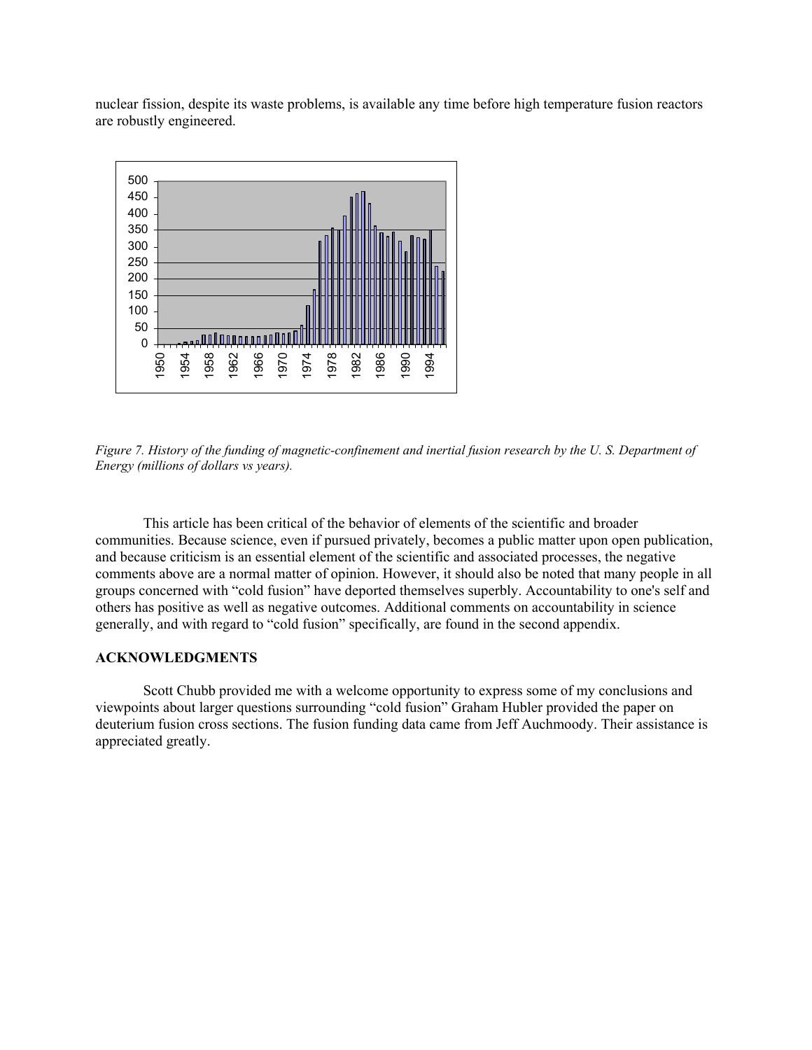nuclear fission, despite its waste problems, is available any time before high temperature fusion reactors are robustly engineered.

*Figure 7. History of the funding of magnetic-confinement and inertial fusion research by the U. S. Department of Energy (millions of dollars vs years).*

This article has been critical of the behavior of elements of the scientific and broader communities. Because science, even if pursued privately, becomes a public matter upon open publication, and because criticism is an essential element of the scientific and associated processes, the negative comments above are a normal matter of opinion. However, it should also be noted that many people in all groups concerned with "cold fusion" have deported themselves superbly. Accountability to one's self and others has positive as well as negative outcomes. Additional comments on accountability in science generally, and with regard to "cold fusion" specifically, are found in the second appendix.

## ACKNOWLEDGMENTS

Scott Chubb provided me with a welcome opportunity to express some of my conclusions and viewpoints about larger questions surrounding "cold fusion" Graham Hubler provided the paper on deuterium fusion cross sections. The fusion funding data came from Jeff Auchmoody. Their assistance is appreciated greatly.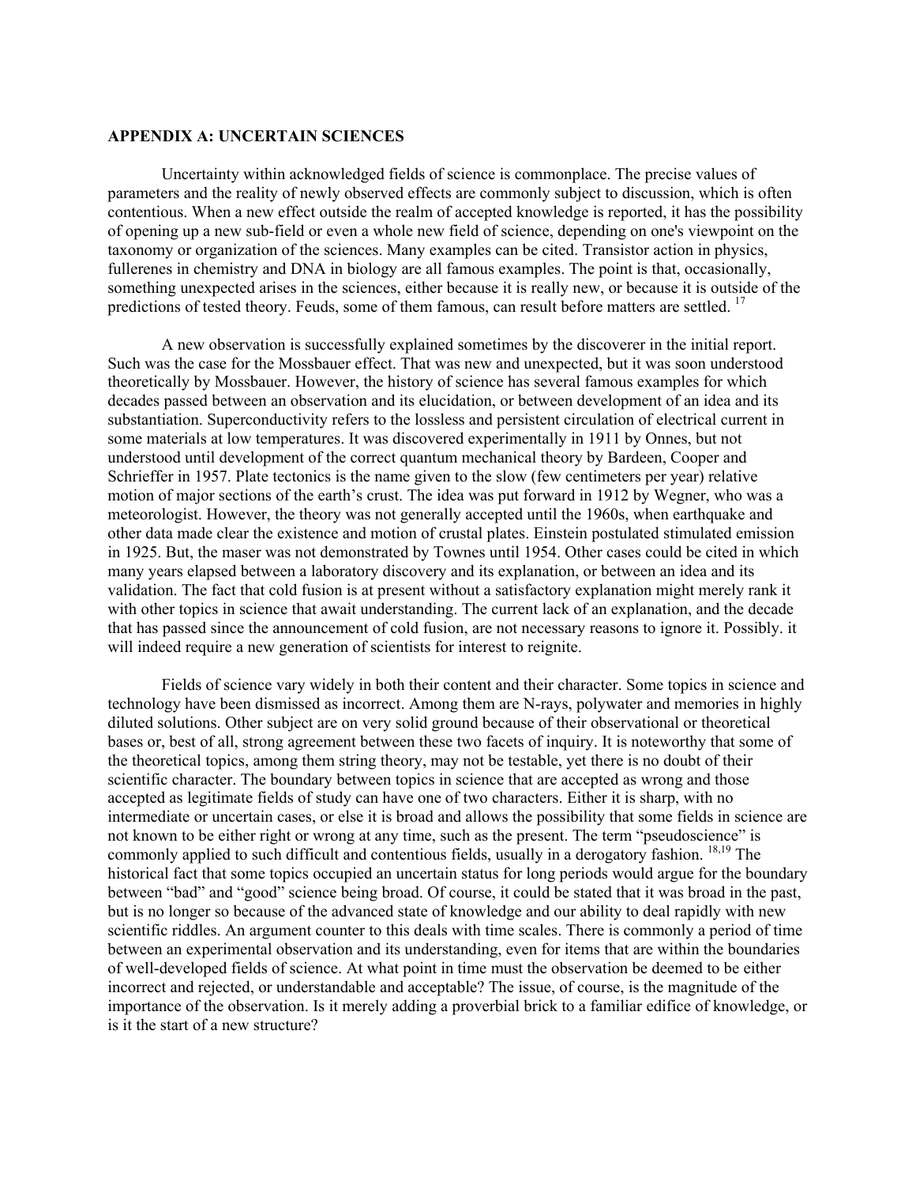## APPENDIX A: UNCERTAIN SCIENCES

Uncertainty within acknowledged fields of science is commonplace. The precise values of parameters and the reality of newly observed effects are commonly subject to discussion, which is often contentious. When a new effect outside the realm of accepted knowledge is reported, it has the possibility of opening up a new sub-field or even a whole new field of science, depending on one's viewpoint on the taxonomy or organization of the sciences. Many examples can be cited. Transistor action in physics, fullerenes in chemistry and DNA in biology are all famous examples. The point is that, occasionally, something unexpected arises in the sciences, either because it is really new, or because it is outside of the predictions of tested theory. Feuds, some of them famous, can result before matters are settled. [17]

A new observation is successfully explained sometimes by the discoverer in the initial report. Such was the case for the Mossbauer effect. That was new and unexpected, but it was soon understood theoretically by Mossbauer. However, the history of science has several famous examples for which decades passed between an observation and its elucidation, or between development of an idea and its substantiation. Superconductivity refers to the lossless and persistent circulation of electrical current in some materials at low temperatures. It was discovered experimentally in 1911 by Onnes, but not understood until development of the correct quantum mechanical theory by Bardeen, Cooper and Schrieffer in 1957. Plate tectonics is the name given to the slow (few centimeters per year) relative motion of major sections of the earth's crust. The idea was put forward in 1912 by Wegner, who was a meteorologist. However, the theory was not generally accepted until the 1960s, when earthquake and other data made clear the existence and motion of crustal plates. Einstein postulated stimulated emission in 1925. But, the maser was not demonstrated by Townes until 1954. Other cases could be cited in which many years elapsed between a laboratory discovery and its explanation, or between an idea and its validation. The fact that cold fusion is at present without a satisfactory explanation might merely rank it with other topics in science that await understanding. The current lack of an explanation, and the decade that has passed since the announcement of cold fusion, are not necessary reasons to ignore it. Possibly. it will indeed require a new generation of scientists for interest to reignite.

Fields of science vary widely in both their content and their character. Some topics in science and technology have been dismissed as incorrect. Among them are N-rays, polywater and memories in highly diluted solutions. Other subject are on very solid ground because of their observational or theoretical bases or, best of all, strong agreement between these two facets of inquiry. It is noteworthy that some of the theoretical topics, among them string theory, may not be testable, yet there is no doubt of their scientific character. The boundary between topics in science that are accepted as wrong and those accepted as legitimate fields of study can have one of two characters. Either it is sharp, with no intermediate or uncertain cases, or else it is broad and allows the possibility that some fields in science are not known to be either right or wrong at any time, such as the present. The term "pseudoscience" is commonly applied to such difficult and contentious fields, usually in a derogatory fashion. [18,19] The historical fact that some topics occupied an uncertain status for long periods would argue for the boundary between "bad" and "good" science being broad. Of course, it could be stated that it was broad in the past, but is no longer so because of the advanced state of knowledge and our ability to deal rapidly with new scientific riddles. An argument counter to this deals with time scales. There is commonly a period of time between an experimental observation and its understanding, even for items that are within the boundaries of well-developed fields of science. At what point in time must the observation be deemed to be either incorrect and rejected, or understandable and acceptable? The issue, of course, is the magnitude of the importance of the observation. Is it merely adding a proverbial brick to a familiar edifice of knowledge, or is it the start of a new structure?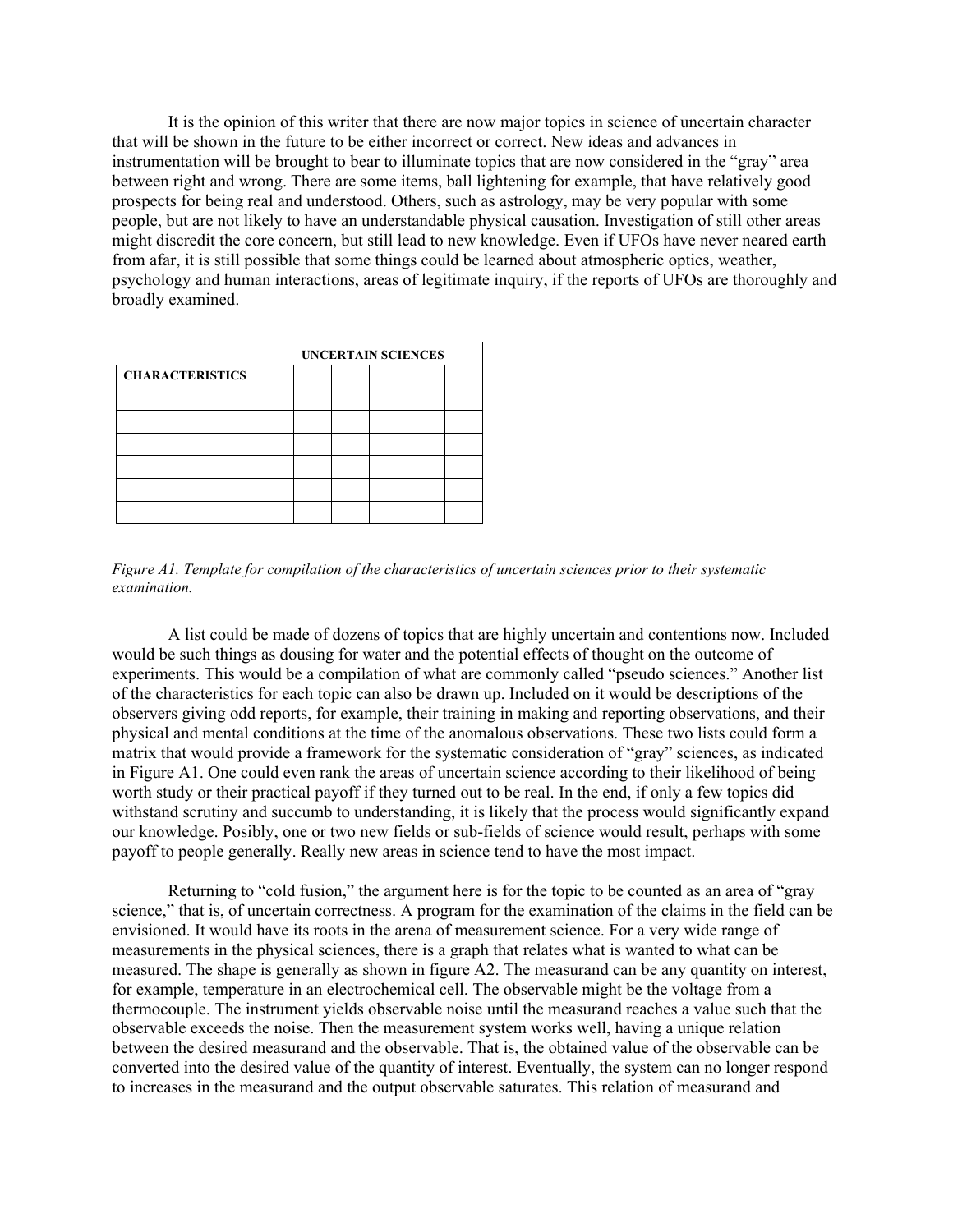It is the opinion of this writer that there are now major topics in science of uncertain character that will be shown in the future to be either incorrect or correct. New ideas and advances in instrumentation will be brought to bear to illuminate topics that are now considered in the "gray" area between right and wrong. There are some items, ball lightening for example, that have relatively good prospects for being real and understood. Others, such as astrology, may be very popular with some people, but are not likely to have an understandable physical causation. Investigation of still other areas might discredit the core concern, but still lead to new knowledge. Even if UFOs have never neared earth from afar, it is still possible that some things could be learned about atmospheric optics, weather, psychology and human interactions, areas of legitimate inquiry, if the reports of UFOs are thoroughly and broadly examined.

| | **UNCERTAIN SCIENCES** | | | | | |
|---|---|---|---|---|---|---|
| **CHARACTERISTICS** | | | | | | |
| | | | | | | |
| | | | | | | |
| | | | | | | |
| | | | | | | |
| | | | | | | |
| | | | | | | |

*Figure A1. Template for compilation of the characteristics of uncertain sciences prior to their systematic examination.*

A list could be made of dozens of topics that are highly uncertain and contentions now. Included would be such things as dousing for water and the potential effects of thought on the outcome of experiments. This would be a compilation of what are commonly called "pseudo sciences." Another list of the characteristics for each topic can also be drawn up. Included on it would be descriptions of the observers giving odd reports, for example, their training in making and reporting observations, and their physical and mental conditions at the time of the anomalous observations. These two lists could form a matrix that would provide a framework for the systematic consideration of "gray" sciences, as indicated in Figure A1. One could even rank the areas of uncertain science according to their likelihood of being worth study or their practical payoff if they turned out to be real. In the end, if only a few topics did withstand scrutiny and succumb to understanding, it is likely that the process would significantly expand our knowledge. Posibly, one or two new fields or sub-fields of science would result, perhaps with some payoff to people generally. Really new areas in science tend to have the most impact.

Returning to "cold fusion," the argument here is for the topic to be counted as an area of "gray science," that is, of uncertain correctness. A program for the examination of the claims in the field can be envisioned. It would have its roots in the arena of measurement science. For a very wide range of measurements in the physical sciences, there is a graph that relates what is wanted to what can be measured. The shape is generally as shown in figure A2. The measurand can be any quantity on interest, for example, temperature in an electrochemical cell. The observable might be the voltage from a thermocouple. The instrument yields observable noise until the measurand reaches a value such that the observable exceeds the noise. Then the measurement system works well, having a unique relation between the desired measurand and the observable. That is, the obtained value of the observable can be converted into the desired value of the quantity of interest. Eventually, the system can no longer respond to increases in the measurand and the output observable saturates. This relation of measurand and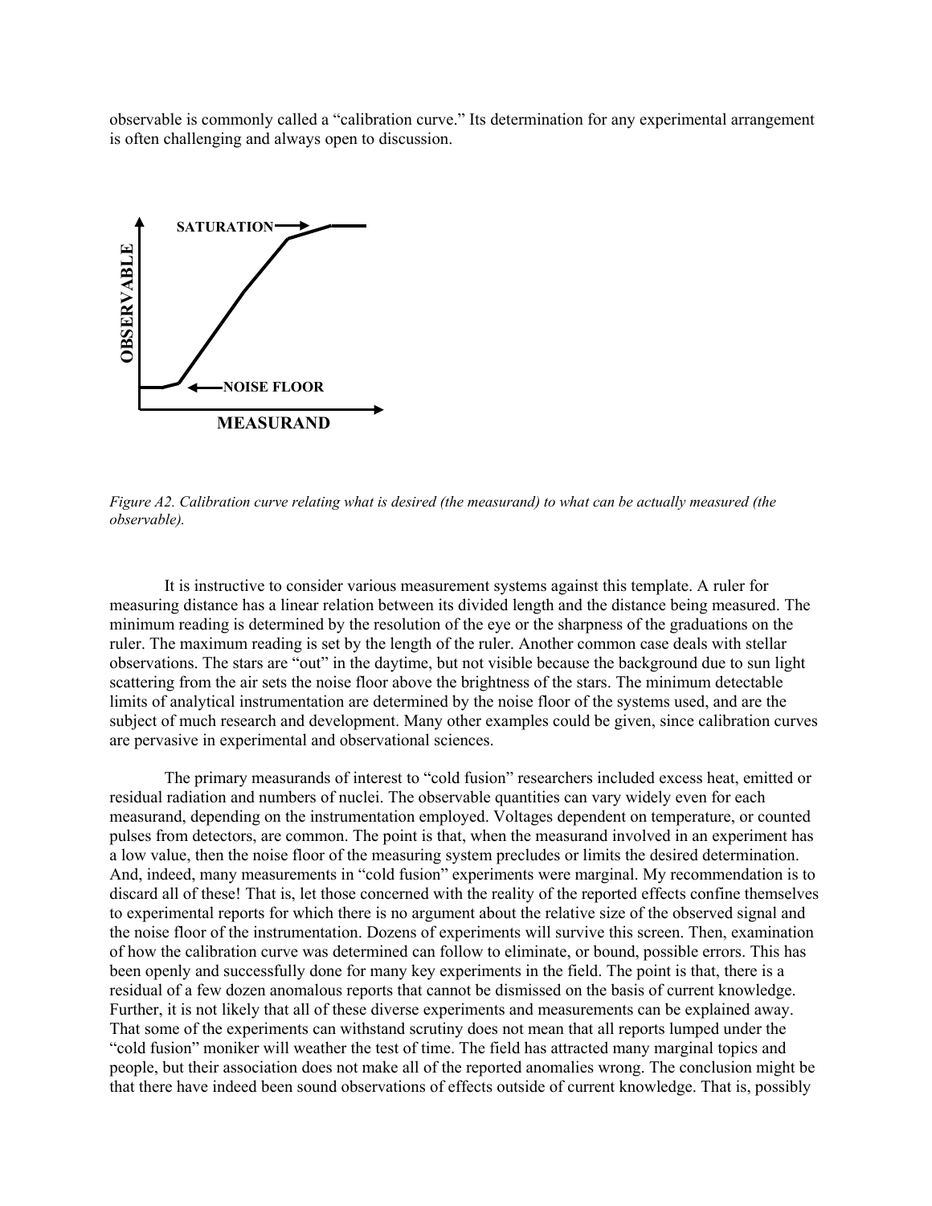observable is commonly called a “calibration curve.” Its determination for any experimental arrangement is often challenging and always open to discussion.

SATURATION

OBSERVABLE

NOISE FLOOR

MEASURAND

*Figure A2. Calibration curve relating what is desired (the measurand) to what can be actually measured (the observable).*

It is instructive to consider various measurement systems against this template. A ruler for measuring distance has a linear relation between its divided length and the distance being measured. The minimum reading is determined by the resolution of the eye or the sharpness of the graduations on the ruler. The maximum reading is set by the length of the ruler. Another common case deals with stellar observations. The stars are “out” in the daytime, but not visible because the background due to sun light scattering from the air sets the noise floor above the brightness of the stars. The minimum detectable limits of analytical instrumentation are determined by the noise floor of the systems used, and are the subject of much research and development. Many other examples could be given, since calibration curves are pervasive in experimental and observational sciences.

The primary measurands of interest to “cold fusion” researchers included excess heat, emitted or residual radiation and numbers of nuclei. The observable quantities can vary widely even for each measurand, depending on the instrumentation employed. Voltages dependent on temperature, or counted pulses from detectors, are common. The point is that, when the measurand involved in an experiment has a low value, then the noise floor of the measuring system precludes or limits the desired determination. And, indeed, many measurements in “cold fusion” experiments were marginal. My recommendation is to discard all of these! That is, let those concerned with the reality of the reported effects confine themselves to experimental reports for which there is no argument about the relative size of the observed signal and the noise floor of the instrumentation. Dozens of experiments will survive this screen. Then, examination of how the calibration curve was determined can follow to eliminate, or bound, possible errors. This has been openly and successfully done for many key experiments in the field. The point is that, there is a residual of a few dozen anomalous reports that cannot be dismissed on the basis of current knowledge. Further, it is not likely that all of these diverse experiments and measurements can be explained away. That some of the experiments can withstand scrutiny does not mean that all reports lumped under the “cold fusion” moniker will weather the test of time. The field has attracted many marginal topics and people, but their association does not make all of the reported anomalies wrong. The conclusion might be that there have indeed been sound observations of effects outside of current knowledge. That is, possibly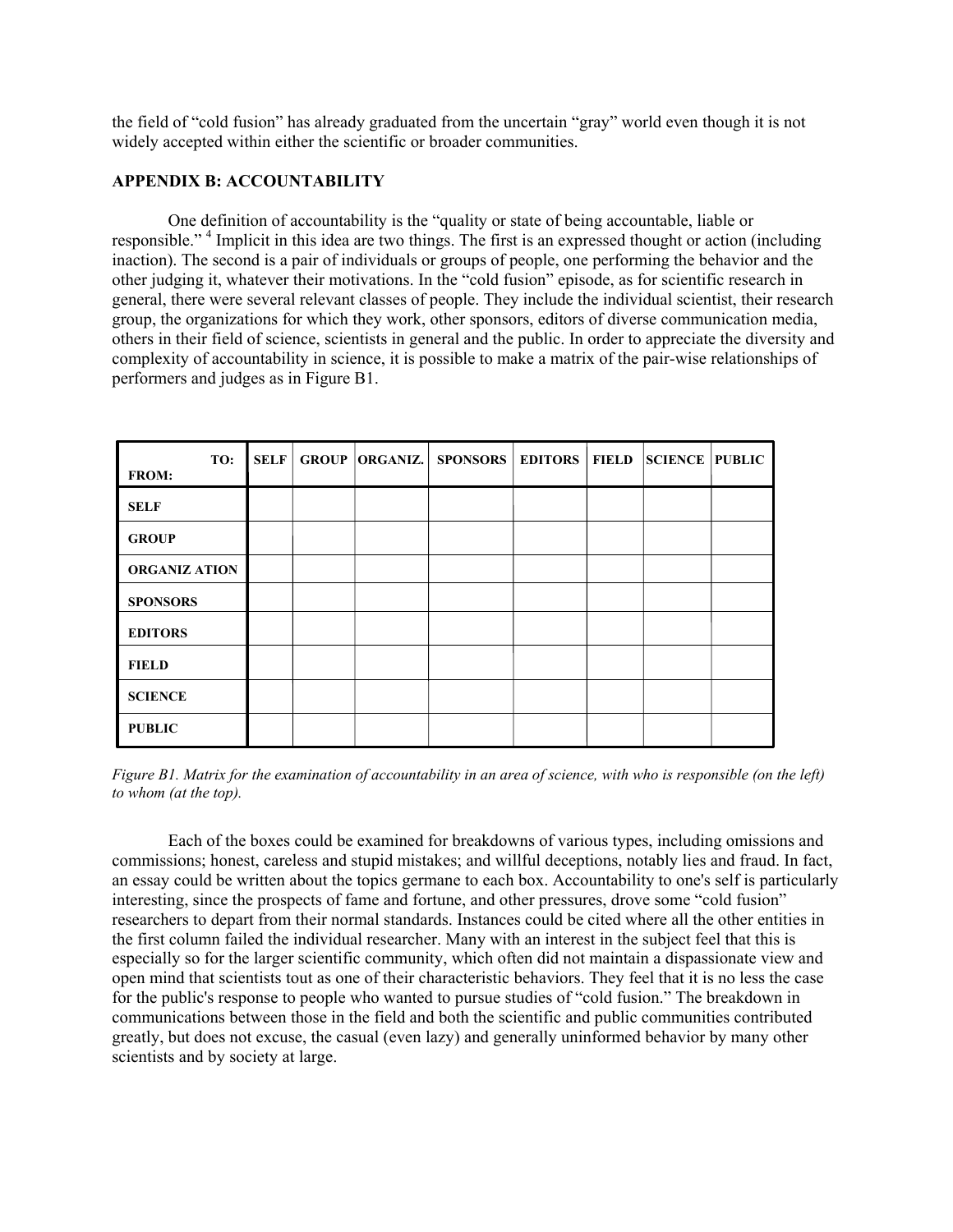the field of "cold fusion" has already graduated from the uncertain "gray" world even though it is not widely accepted within either the scientific or broader communities.

## APPENDIX B: ACCOUNTABILITY

One definition of accountability is the "quality or state of being accountable, liable or responsible." [4] Implicit in this idea are two things. The first is an expressed thought or action (including inaction). The second is a pair of individuals or groups of people, one performing the behavior and the other judging it, whatever their motivations. In the "cold fusion" episode, as for scientific research in general, there were several relevant classes of people. They include the individual scientist, their research group, the organizations for which they work, other sponsors, editors of diverse communication media, others in their field of science, scientists in general and the public. In order to appreciate the diversity and complexity of accountability in science, it is possible to make a matrix of the pair-wise relationships of performers and judges as in Figure B1.

| TO: / FROM: | SELF | GROUP | ORGANIZ. | SPONSORS | EDITORS | FIELD | SCIENCE | PUBLIC |
|---|---|---|---|---|---|---|---|---|
| SELF | | | | | | | | |
| GROUP | | | | | | | | |
| ORGANIZ ATION | | | | | | | | |
| SPONSORS | | | | | | | | |
| EDITORS | | | | | | | | |
| FIELD | | | | | | | | |
| SCIENCE | | | | | | | | |
| PUBLIC | | | | | | | | |

*Figure B1. Matrix for the examination of accountability in an area of science, with who is responsible (on the left) to whom (at the top).*

Each of the boxes could be examined for breakdowns of various types, including omissions and commissions; honest, careless and stupid mistakes; and willful deceptions, notably lies and fraud. In fact, an essay could be written about the topics germane to each box. Accountability to one's self is particularly interesting, since the prospects of fame and fortune, and other pressures, drove some "cold fusion" researchers to depart from their normal standards. Instances could be cited where all the other entities in the first column failed the individual researcher. Many with an interest in the subject feel that this is especially so for the larger scientific community, which often did not maintain a dispassionate view and open mind that scientists tout as one of their characteristic behaviors. They feel that it is no less the case for the public's response to people who wanted to pursue studies of "cold fusion." The breakdown in communications between those in the field and both the scientific and public communities contributed greatly, but does not excuse, the casual (even lazy) and generally uninformed behavior by many other scientists and by society at large.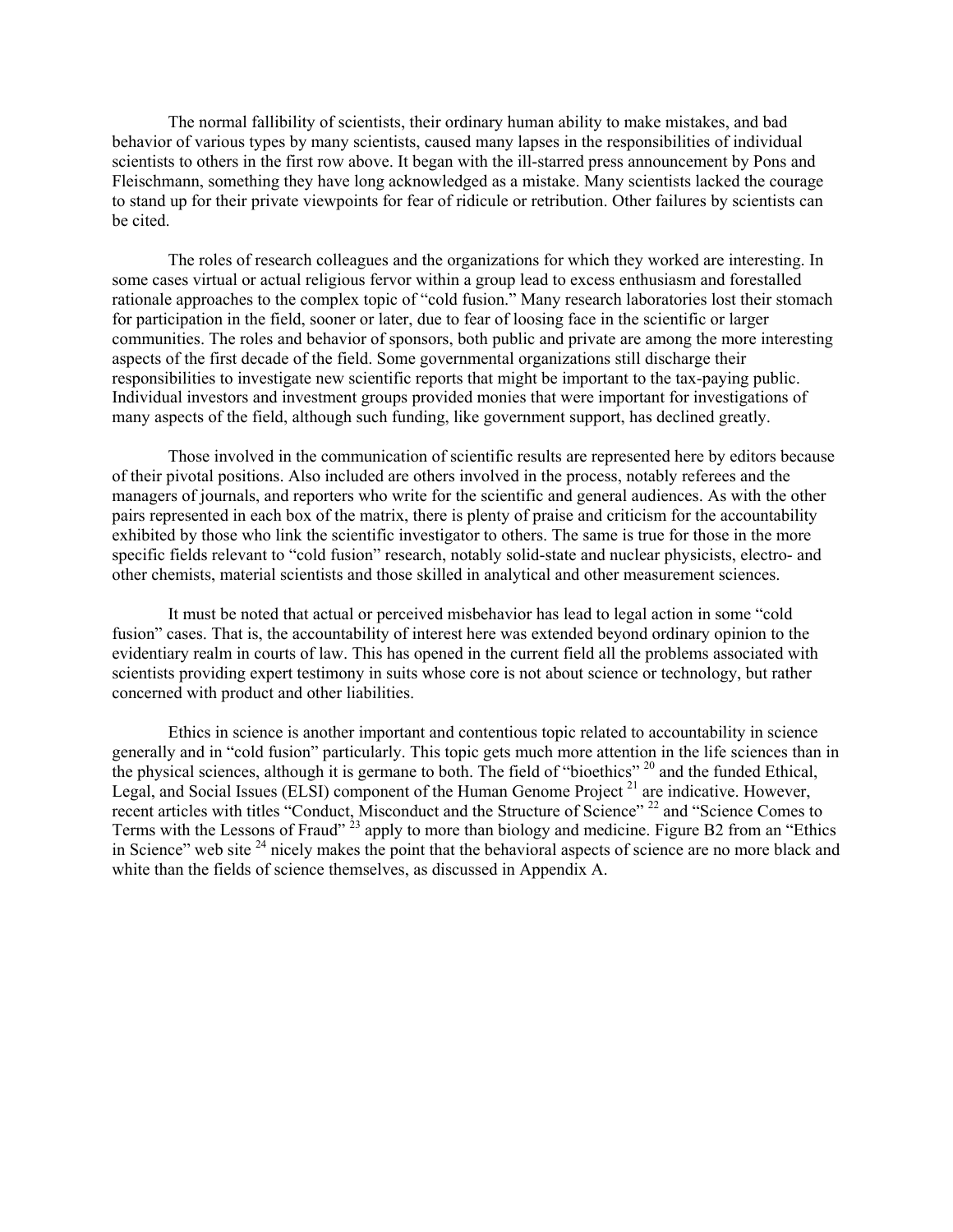The normal fallibility of scientists, their ordinary human ability to make mistakes, and bad behavior of various types by many scientists, caused many lapses in the responsibilities of individual scientists to others in the first row above. It began with the ill-starred press announcement by Pons and Fleischmann, something they have long acknowledged as a mistake. Many scientists lacked the courage to stand up for their private viewpoints for fear of ridicule or retribution. Other failures by scientists can be cited.

The roles of research colleagues and the organizations for which they worked are interesting. In some cases virtual or actual religious fervor within a group lead to excess enthusiasm and forestalled rationale approaches to the complex topic of "cold fusion." Many research laboratories lost their stomach for participation in the field, sooner or later, due to fear of loosing face in the scientific or larger communities. The roles and behavior of sponsors, both public and private are among the more interesting aspects of the first decade of the field. Some governmental organizations still discharge their responsibilities to investigate new scientific reports that might be important to the tax-paying public. Individual investors and investment groups provided monies that were important for investigations of many aspects of the field, although such funding, like government support, has declined greatly.

Those involved in the communication of scientific results are represented here by editors because of their pivotal positions. Also included are others involved in the process, notably referees and the managers of journals, and reporters who write for the scientific and general audiences. As with the other pairs represented in each box of the matrix, there is plenty of praise and criticism for the accountability exhibited by those who link the scientific investigator to others. The same is true for those in the more specific fields relevant to "cold fusion" research, notably solid-state and nuclear physicists, electro- and other chemists, material scientists and those skilled in analytical and other measurement sciences.

It must be noted that actual or perceived misbehavior has lead to legal action in some "cold fusion" cases. That is, the accountability of interest here was extended beyond ordinary opinion to the evidentiary realm in courts of law. This has opened in the current field all the problems associated with scientists providing expert testimony in suits whose core is not about science or technology, but rather concerned with product and other liabilities.

Ethics in science is another important and contentious topic related to accountability in science generally and in "cold fusion" particularly. This topic gets much more attention in the life sciences than in the physical sciences, although it is germane to both. The field of "bioethics" [20] and the funded Ethical, Legal, and Social Issues (ELSI) component of the Human Genome Project [21] are indicative. However, recent articles with titles "Conduct, Misconduct and the Structure of Science" [22] and "Science Comes to Terms with the Lessons of Fraud" [23] apply to more than biology and medicine. Figure B2 from an "Ethics in Science" web site [24] nicely makes the point that the behavioral aspects of science are no more black and white than the fields of science themselves, as discussed in Appendix A.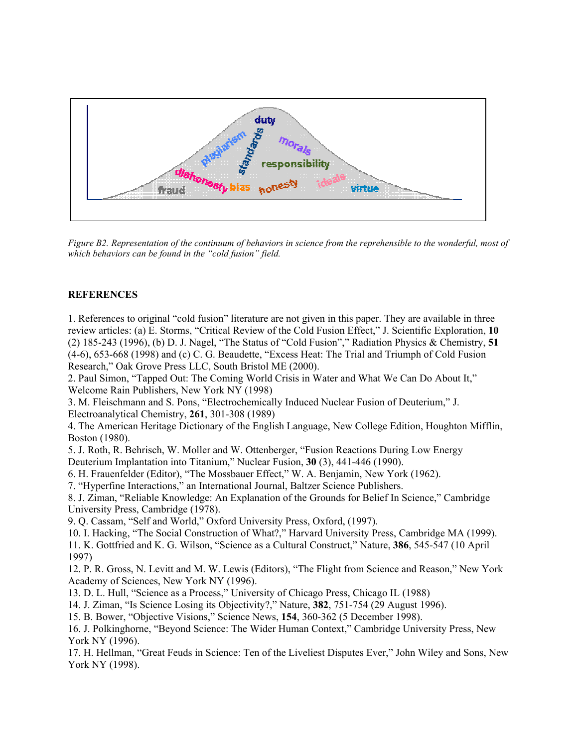*Figure B2. Representation of the continuum of behaviors in science from the reprehensible to the wonderful, most of which behaviors can be found in the "cold fusion" field.*

**REFERENCES**

1. References to original "cold fusion" literature are not given in this paper. They are available in three review articles: (a) E. Storms, "Critical Review of the Cold Fusion Effect," J. Scientific Exploration, **10** (2) 185-243 (1996), (b) D. J. Nagel, "The Status of "Cold Fusion"," Radiation Physics & Chemistry, **51** (4-6), 653-668 (1998) and (c) C. G. Beaudette, "Excess Heat: The Trial and Triumph of Cold Fusion Research," Oak Grove Press LLC, South Bristol ME (2000).
2. Paul Simon, "Tapped Out: The Coming World Crisis in Water and What We Can Do About It," Welcome Rain Publishers, New York NY (1998)
3. M. Fleischmann and S. Pons, "Electrochemically Induced Nuclear Fusion of Deuterium," J. Electroanalytical Chemistry, **261**, 301-308 (1989)
4. The American Heritage Dictionary of the English Language, New College Edition, Houghton Mifflin, Boston (1980).
5. J. Roth, R. Behrisch, W. Moller and W. Ottenberger, "Fusion Reactions During Low Energy Deuterium Implantation into Titanium," Nuclear Fusion, **30** (3), 441-446 (1990).
6. H. Frauenfelder (Editor), "The Mossbauer Effect," W. A. Benjamin, New York (1962).
7. "Hyperfine Interactions," an International Journal, Baltzer Science Publishers.
8. J. Ziman, "Reliable Knowledge: An Explanation of the Grounds for Belief In Science," Cambridge University Press, Cambridge (1978).
9. Q. Cassam, "Self and World," Oxford University Press, Oxford, (1997).
10. I. Hacking, "The Social Construction of What?," Harvard University Press, Cambridge MA (1999).
11. K. Gottfried and K. G. Wilson, "Science as a Cultural Construct," Nature, **386**, 545-547 (10 April 1997)
12. P. R. Gross, N. Levitt and M. W. Lewis (Editors), "The Flight from Science and Reason," New York Academy of Sciences, New York NY (1996).
13. D. L. Hull, "Science as a Process," University of Chicago Press, Chicago IL (1988)
14. J. Ziman, "Is Science Losing its Objectivity?," Nature, **382**, 751-754 (29 August 1996).
15. B. Bower, "Objective Visions," Science News, **154**, 360-362 (5 December 1998).
16. J. Polkinghorne, "Beyond Science: The Wider Human Context," Cambridge University Press, New York NY (1996).
17. H. Hellman, "Great Feuds in Science: Ten of the Liveliest Disputes Ever," John Wiley and Sons, New York NY (1998).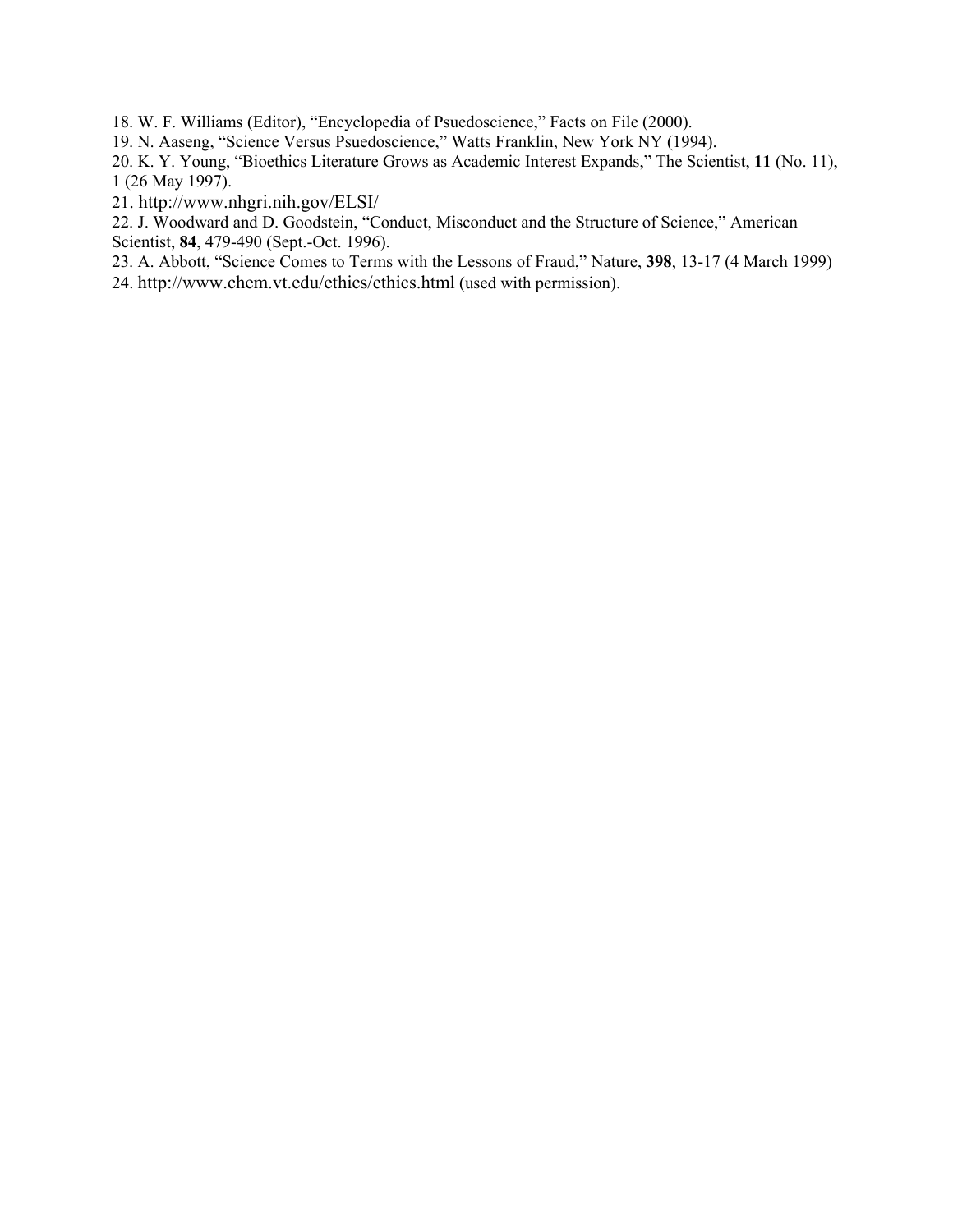18. W. F. Williams (Editor), "Encyclopedia of Psuedoscience," Facts on File (2000).

19. N. Aaseng, "Science Versus Psuedoscience," Watts Franklin, New York NY (1994).

20. K. Y. Young, "Bioethics Literature Grows as Academic Interest Expands," The Scientist, **11** (No. 11), 1 (26 May 1997).

21. http://www.nhgri.nih.gov/ELSI/

22. J. Woodward and D. Goodstein, "Conduct, Misconduct and the Structure of Science," American Scientist, **84**, 479-490 (Sept.-Oct. 1996).

23. A. Abbott, "Science Comes to Terms with the Lessons of Fraud," Nature, **398**, 13-17 (4 March 1999)

24. http://www.chem.vt.edu/ethics/ethics.html (used with permission).